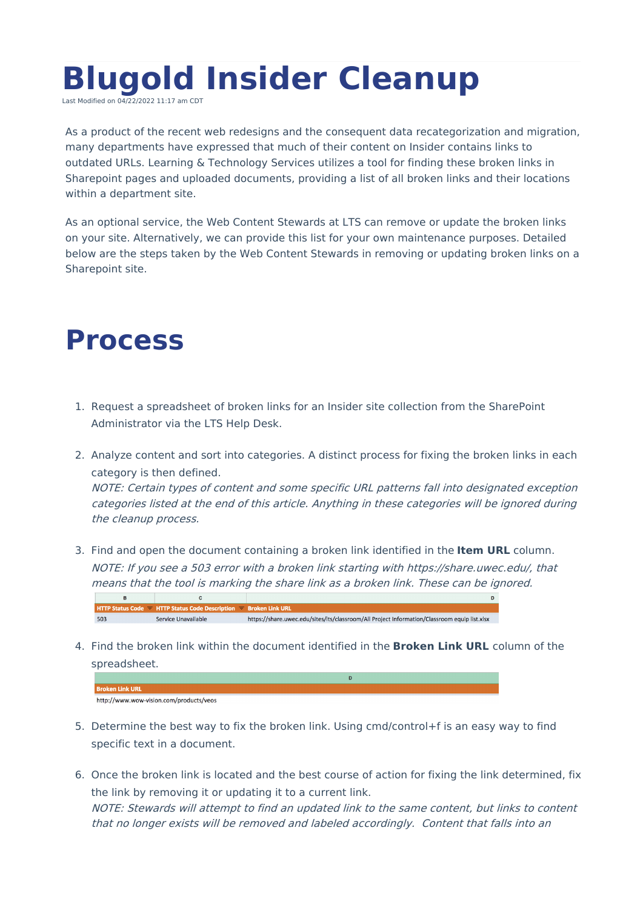# Blugold Insider Cleanup

Last Modified on 04/22/2022 11:17 am CDT

As a product of the recent web redesigns and the consequent data recategorization and migration, many departments have expressed that much of their content on Insider contains links to outdated URLs. Learning & Technology Services utilizes a tool for finding these broken links in Sharepoint pages and uploaded documents, providing a list of all broken links and their locations within a department site.

As an optional service, the Web Content Stewards at LTS can remove or update the broken links on your site. Alternatively, we can provide this list for your own maintenance purposes. Detailed below are the steps taken by the Web Content Stewards in removing or updating broken links on a Sharepoint site.

## Process

1. Request a spreadsheet of broken links for an Insider site collection from the SharePoint Administrator via the LTS Help Desk.

2. Analyze content and sort into categories. A distinct process for fixing the broken links in each category is then defined.
   *NOTE: Certain types of content and some specific URL patterns fall into designated exception categories listed at the end of this article. Anything in these categories will be ignored during the cleanup process.*

3. Find and open the document containing a broken link identified in the **Item URL** column.
   *NOTE: If you see a 503 error with a broken link starting with https://share.uwec.edu/, that means that the tool is marking the share link as a broken link. These can be ignored.*

   | B | C | D |
   |---|---|---|
   | HTTP Status Code | HTTP Status Code Description | Broken Link URL |
   | 503 | Service Unavailable | https://share.uwec.edu/sites/lts/classroom/All Project Information/Classroom equip list.xlsx |

4. Find the broken link within the document identified in the **Broken Link URL** column of the spreadsheet.

   | D |
   |---|
   | Broken Link URL |
   | http://www.wow-vision.com/products/veos |

5. Determine the best way to fix the broken link. Using cmd/control+f is an easy way to find specific text in a document.

6. Once the broken link is located and the best course of action for fixing the link determined, fix the link by removing it or updating it to a current link.
   *NOTE: Stewards will attempt to find an updated link to the same content, but links to content that no longer exists will be removed and labeled accordingly. Content that falls into an*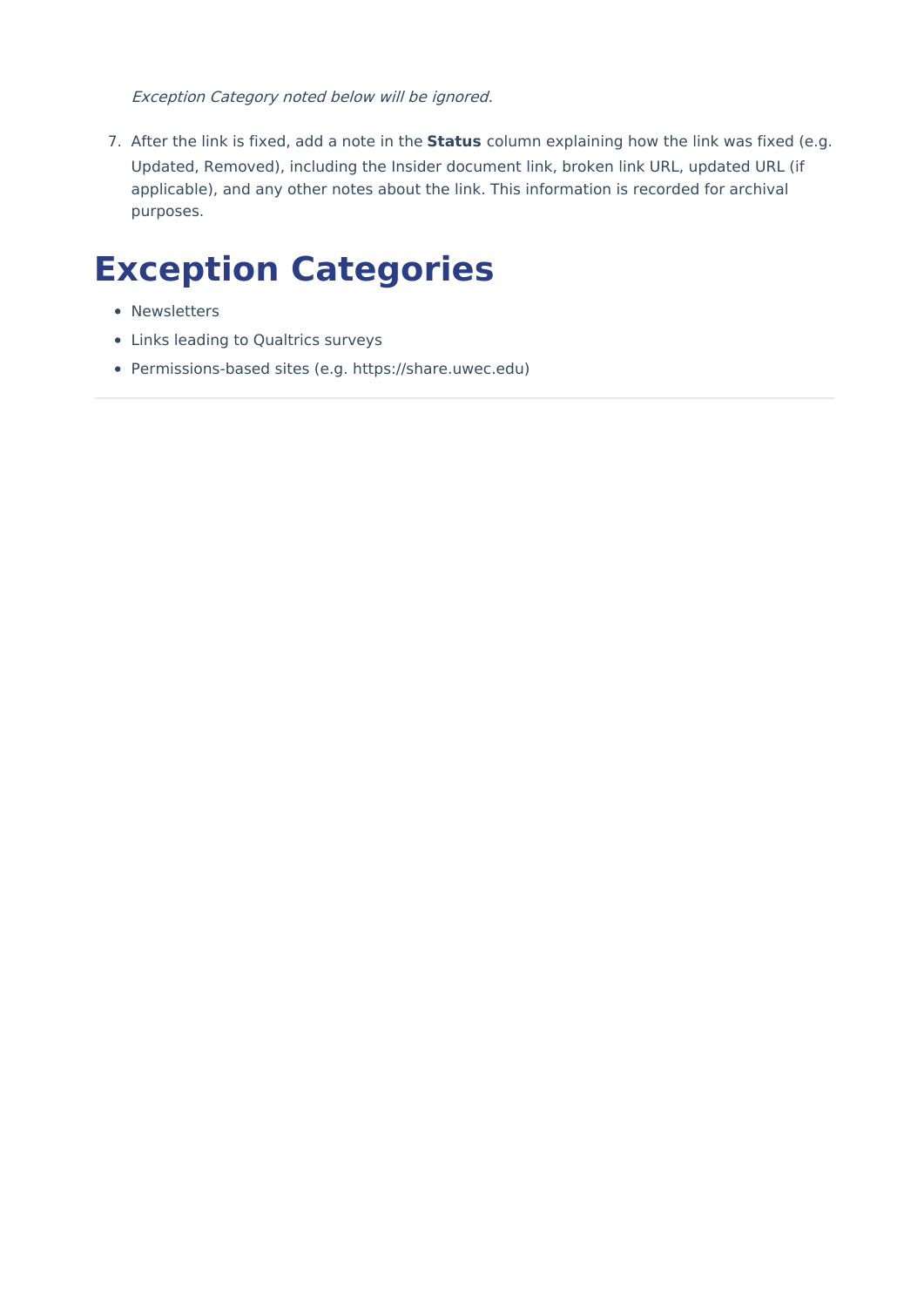*Exception Category noted below will be ignored.*

7. After the link is fixed, add a note in the **Status** column explaining how the link was fixed (e.g. Updated, Removed), including the Insider document link, broken link URL, updated URL (if applicable), and any other notes about the link. This information is recorded for archival purposes.

# Exception Categories

- Newsletters
- Links leading to Qualtrics surveys
- Permissions-based sites (e.g. https://share.uwec.edu)

---